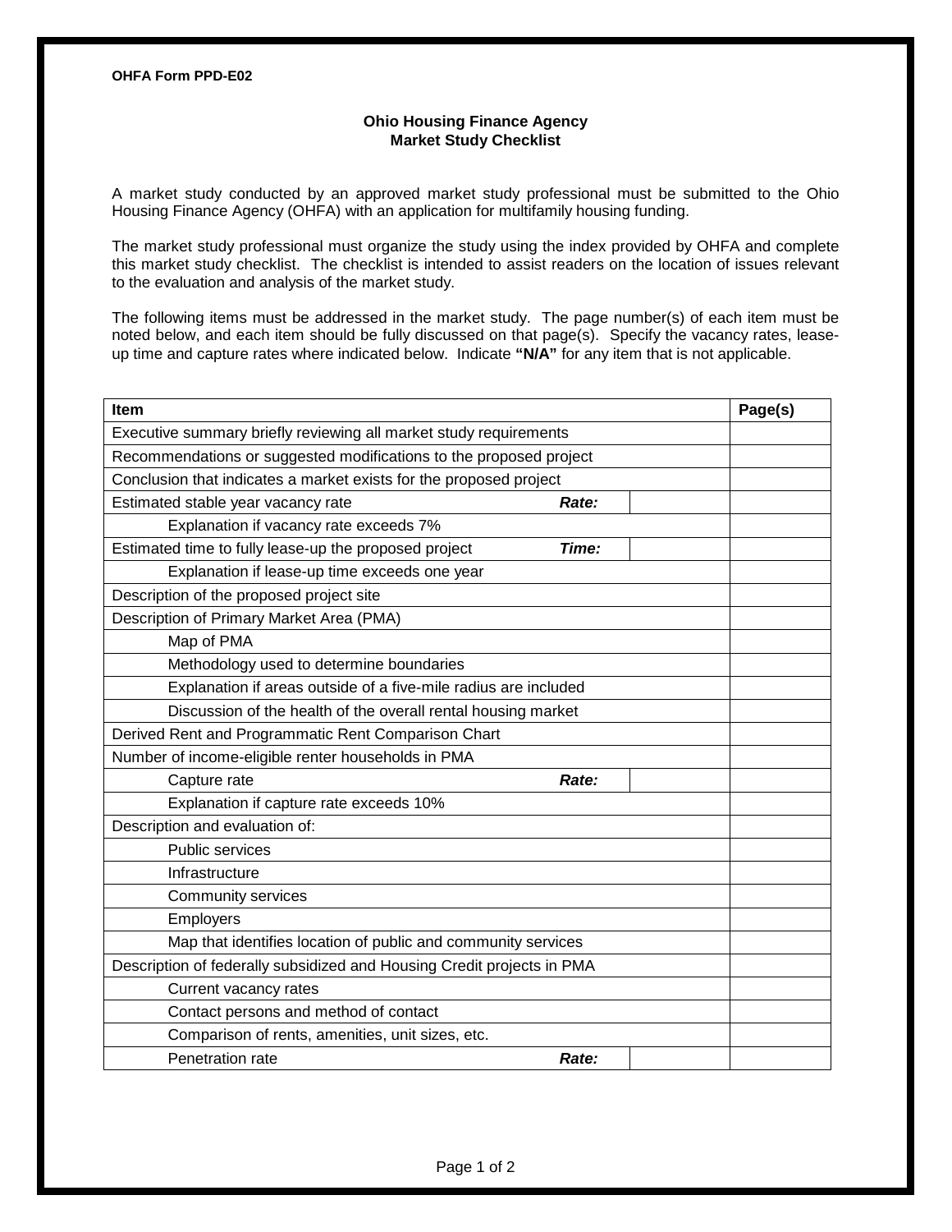**OHFA Form PPD-E02**

## Ohio Housing Finance Agency
## Market Study Checklist

A market study conducted by an approved market study professional must be submitted to the Ohio Housing Finance Agency (OHFA) with an application for multifamily housing funding.

The market study professional must organize the study using the index provided by OHFA and complete this market study checklist. The checklist is intended to assist readers on the location of issues relevant to the evaluation and analysis of the market study.

The following items must be addressed in the market study. The page number(s) of each item must be noted below, and each item should be fully discussed on that page(s). Specify the vacancy rates, lease-up time and capture rates where indicated below. Indicate **"N/A"** for any item that is not applicable.

| Item | | | Page(s) |
|---|---|---|---|
| Executive summary briefly reviewing all market study requirements | | | |
| Recommendations or suggested modifications to the proposed project | | | |
| Conclusion that indicates a market exists for the proposed project | | | |
| Estimated stable year vacancy rate | ***Rate:*** | | |
| Explanation if vacancy rate exceeds 7% | | | |
| Estimated time to fully lease-up the proposed project | ***Time:*** | | |
| Explanation if lease-up time exceeds one year | | | |
| Description of the proposed project site | | | |
| Description of Primary Market Area (PMA) | | | |
| Map of PMA | | | |
| Methodology used to determine boundaries | | | |
| Explanation if areas outside of a five-mile radius are included | | | |
| Discussion of the health of the overall rental housing market | | | |
| Derived Rent and Programmatic Rent Comparison Chart | | | |
| Number of income-eligible renter households in PMA | | | |
| Capture rate | ***Rate:*** | | |
| Explanation if capture rate exceeds 10% | | | |
| Description and evaluation of: | | | |
| Public services | | | |
| Infrastructure | | | |
| Community services | | | |
| Employers | | | |
| Map that identifies location of public and community services | | | |
| Description of federally subsidized and Housing Credit projects in PMA | | | |
| Current vacancy rates | | | |
| Contact persons and method of contact | | | |
| Comparison of rents, amenities, unit sizes, etc. | | | |
| Penetration rate | ***Rate:*** | | |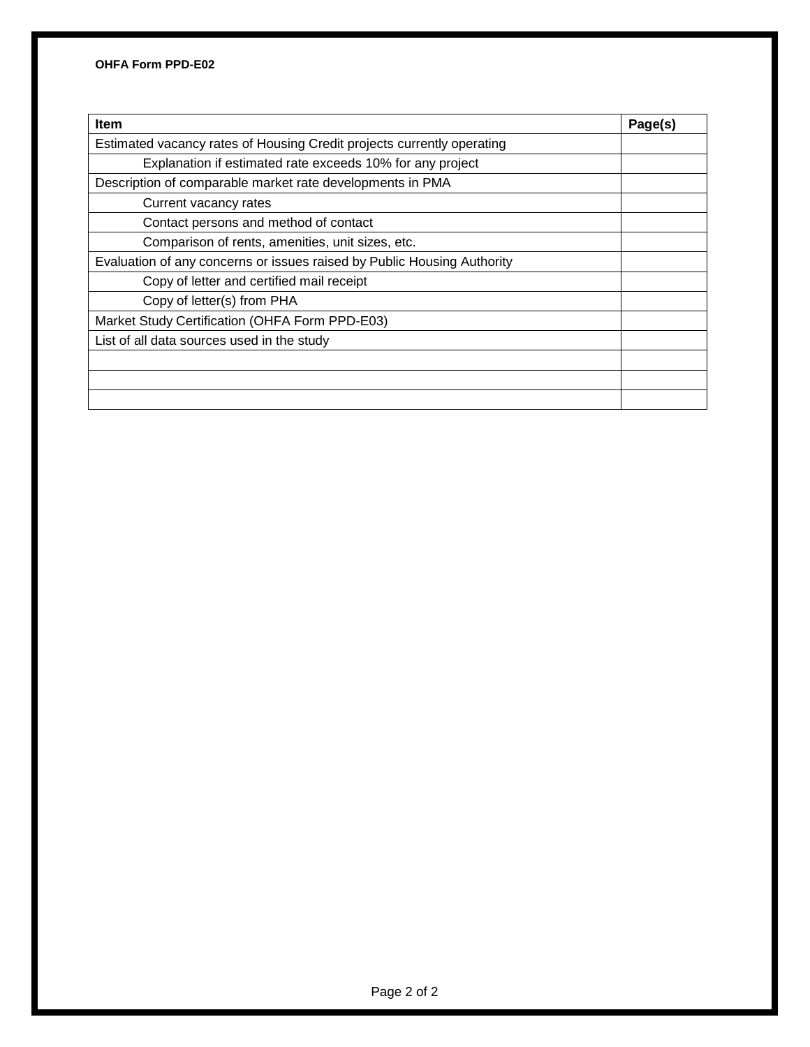**OHFA Form PPD-E02**

| Item | Page(s) |
| --- | --- |
| Estimated vacancy rates of Housing Credit projects currently operating | |
| Explanation if estimated rate exceeds 10% for any project | |
| Description of comparable market rate developments in PMA | |
| Current vacancy rates | |
| Contact persons and method of contact | |
| Comparison of rents, amenities, unit sizes, etc. | |
| Evaluation of any concerns or issues raised by Public Housing Authority | |
| Copy of letter and certified mail receipt | |
| Copy of letter(s) from PHA | |
| Market Study Certification (OHFA Form PPD-E03) | |
| List of all data sources used in the study | |
| | |
| | |
| | |